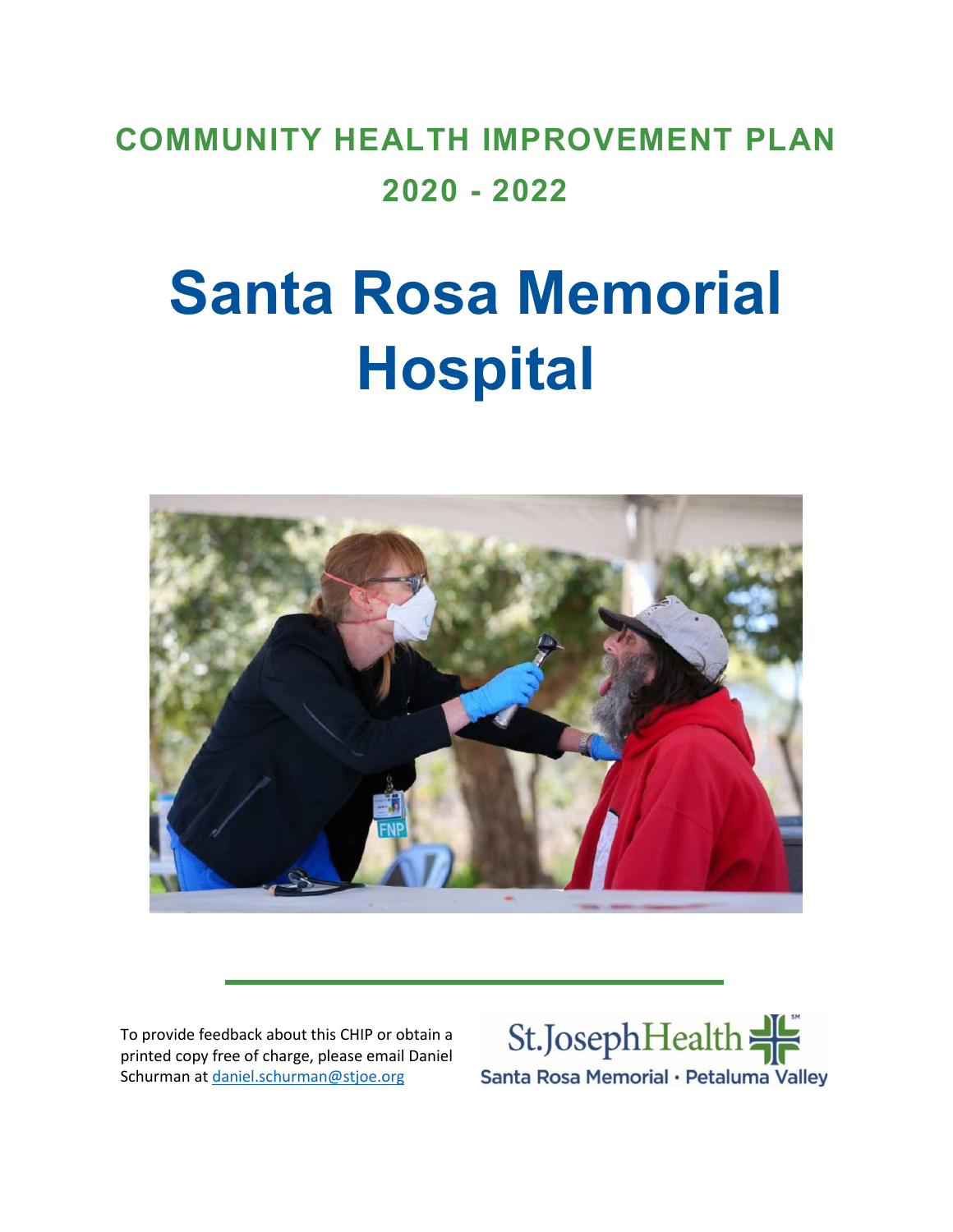# COMMUNITY HEALTH IMPROVEMENT PLAN
# 2020 - 2022

# Santa Rosa Memorial Hospital

To provide feedback about this CHIP or obtain a printed copy free of charge, please email Daniel Schurman at daniel.schurman@stjoe.org

St.JosephHealth
Santa Rosa Memorial · Petaluma Valley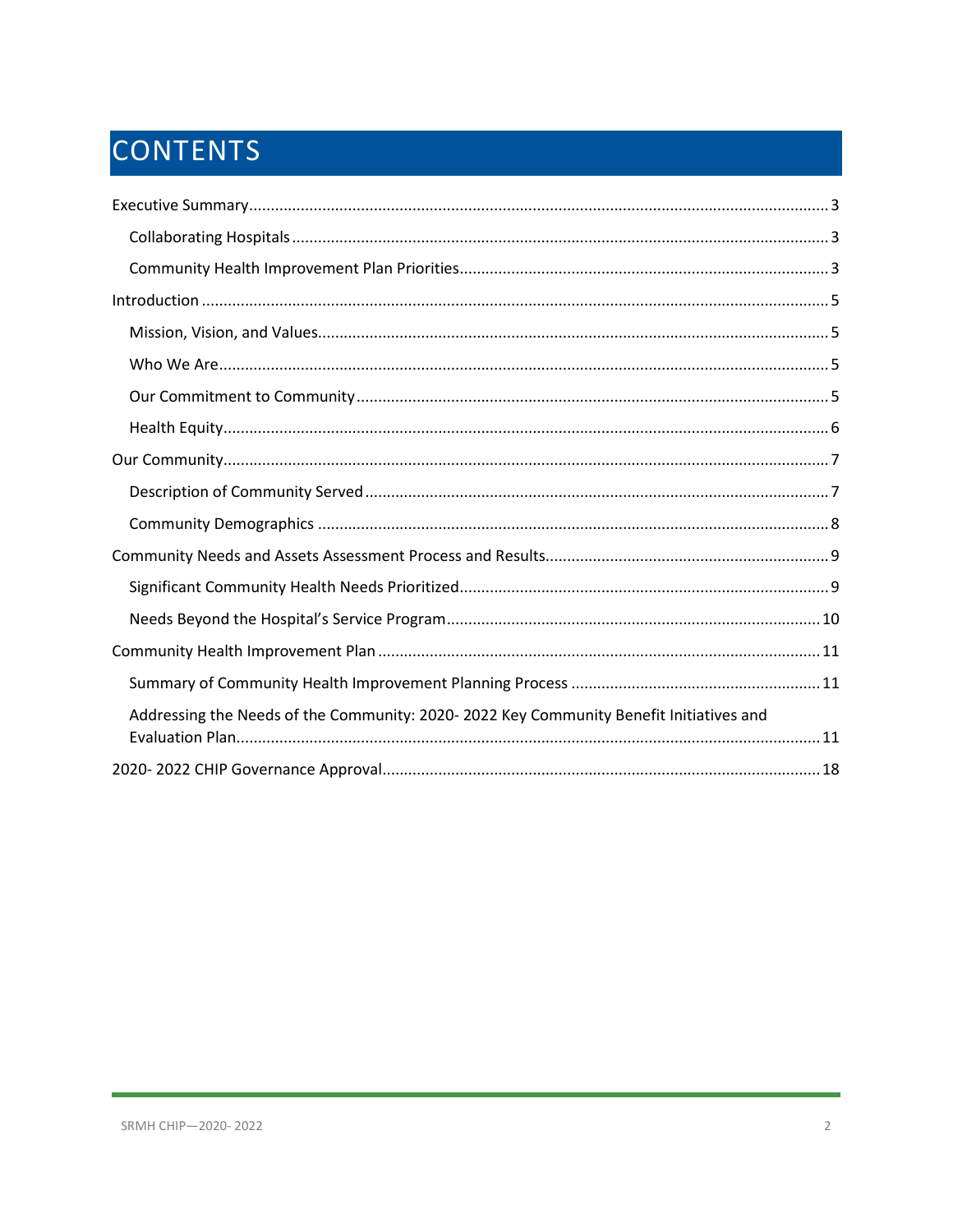# CONTENTS

- Executive Summary ..... 3
  - Collaborating Hospitals ..... 3
  - Community Health Improvement Plan Priorities ..... 3
- Introduction ..... 5
  - Mission, Vision, and Values ..... 5
  - Who We Are ..... 5
  - Our Commitment to Community ..... 5
  - Health Equity ..... 6
- Our Community ..... 7
  - Description of Community Served ..... 7
  - Community Demographics ..... 8
- Community Needs and Assets Assessment Process and Results ..... 9
  - Significant Community Health Needs Prioritized ..... 9
  - Needs Beyond the Hospital's Service Program ..... 10
- Community Health Improvement Plan ..... 11
  - Summary of Community Health Improvement Planning Process ..... 11
  - Addressing the Needs of the Community: 2020- 2022 Key Community Benefit Initiatives and Evaluation Plan ..... 11
- 2020- 2022 CHIP Governance Approval ..... 18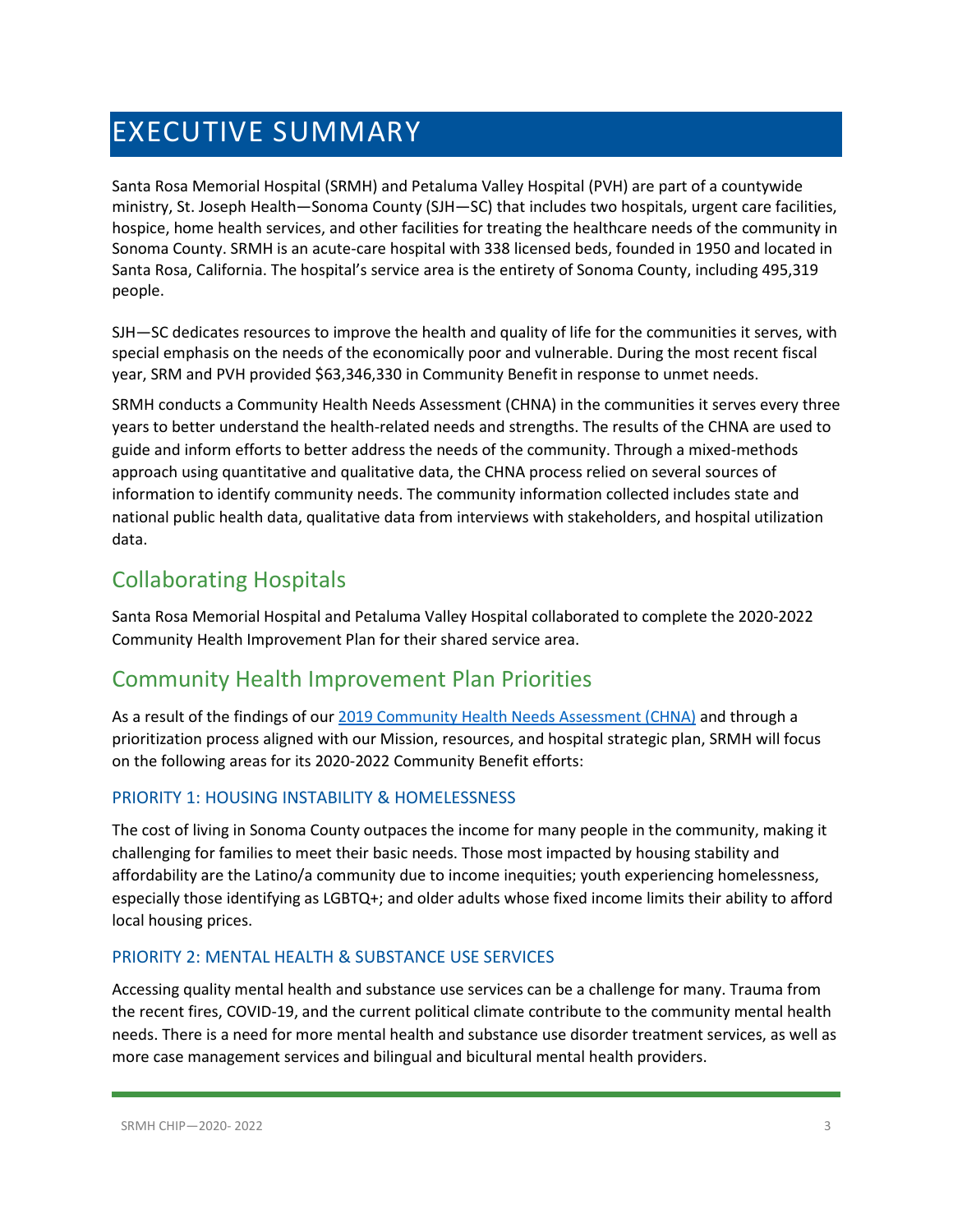# EXECUTIVE SUMMARY

Santa Rosa Memorial Hospital (SRMH) and Petaluma Valley Hospital (PVH) are part of a countywide ministry, St. Joseph Health—Sonoma County (SJH—SC) that includes two hospitals, urgent care facilities, hospice, home health services, and other facilities for treating the healthcare needs of the community in Sonoma County. SRMH is an acute-care hospital with 338 licensed beds, founded in 1950 and located in Santa Rosa, California. The hospital's service area is the entirety of Sonoma County, including 495,319 people.

SJH—SC dedicates resources to improve the health and quality of life for the communities it serves, with special emphasis on the needs of the economically poor and vulnerable. During the most recent fiscal year, SRM and PVH provided $63,346,330 in Community Benefit in response to unmet needs.

SRMH conducts a Community Health Needs Assessment (CHNA) in the communities it serves every three years to better understand the health-related needs and strengths. The results of the CHNA are used to guide and inform efforts to better address the needs of the community. Through a mixed-methods approach using quantitative and qualitative data, the CHNA process relied on several sources of information to identify community needs. The community information collected includes state and national public health data, qualitative data from interviews with stakeholders, and hospital utilization data.

## Collaborating Hospitals

Santa Rosa Memorial Hospital and Petaluma Valley Hospital collaborated to complete the 2020-2022 Community Health Improvement Plan for their shared service area.

## Community Health Improvement Plan Priorities

As a result of the findings of our 2019 Community Health Needs Assessment (CHNA) and through a prioritization process aligned with our Mission, resources, and hospital strategic plan, SRMH will focus on the following areas for its 2020-2022 Community Benefit efforts:

### PRIORITY 1: HOUSING INSTABILITY & HOMELESSNESS

The cost of living in Sonoma County outpaces the income for many people in the community, making it challenging for families to meet their basic needs. Those most impacted by housing stability and affordability are the Latino/a community due to income inequities; youth experiencing homelessness, especially those identifying as LGBTQ+; and older adults whose fixed income limits their ability to afford local housing prices.

### PRIORITY 2: MENTAL HEALTH & SUBSTANCE USE SERVICES

Accessing quality mental health and substance use services can be a challenge for many. Trauma from the recent fires, COVID-19, and the current political climate contribute to the community mental health needs. There is a need for more mental health and substance use disorder treatment services, as well as more case management services and bilingual and bicultural mental health providers.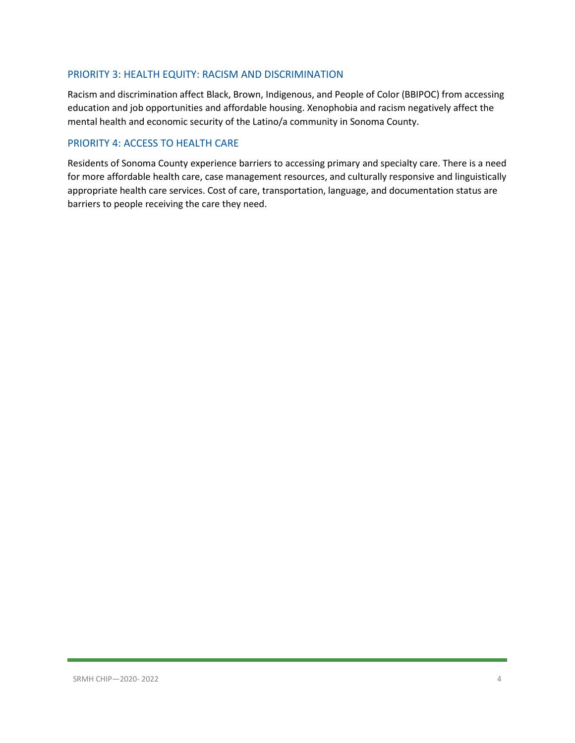## PRIORITY 3: HEALTH EQUITY: RACISM AND DISCRIMINATION

Racism and discrimination affect Black, Brown, Indigenous, and People of Color (BBIPOC) from accessing education and job opportunities and affordable housing. Xenophobia and racism negatively affect the mental health and economic security of the Latino/a community in Sonoma County.

## PRIORITY 4: ACCESS TO HEALTH CARE

Residents of Sonoma County experience barriers to accessing primary and specialty care. There is a need for more affordable health care, case management resources, and culturally responsive and linguistically appropriate health care services. Cost of care, transportation, language, and documentation status are barriers to people receiving the care they need.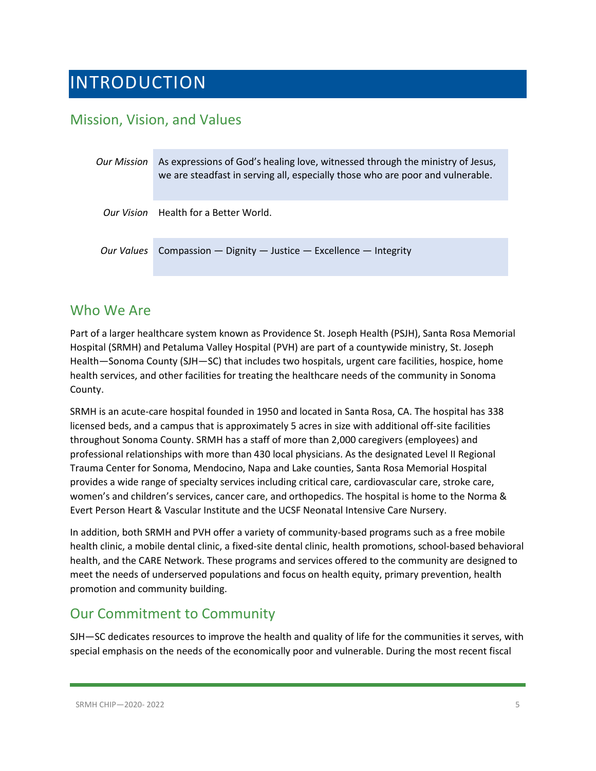# INTRODUCTION

## Mission, Vision, and Values

| | |
|---|---|
| *Our Mission* | As expressions of God's healing love, witnessed through the ministry of Jesus, we are steadfast in serving all, especially those who are poor and vulnerable. |
| *Our Vision* | Health for a Better World. |
| *Our Values* | Compassion — Dignity — Justice — Excellence — Integrity |

## Who We Are

Part of a larger healthcare system known as Providence St. Joseph Health (PSJH), Santa Rosa Memorial Hospital (SRMH) and Petaluma Valley Hospital (PVH) are part of a countywide ministry, St. Joseph Health—Sonoma County (SJH—SC) that includes two hospitals, urgent care facilities, hospice, home health services, and other facilities for treating the healthcare needs of the community in Sonoma County.

SRMH is an acute-care hospital founded in 1950 and located in Santa Rosa, CA. The hospital has 338 licensed beds, and a campus that is approximately 5 acres in size with additional off-site facilities throughout Sonoma County. SRMH has a staff of more than 2,000 caregivers (employees) and professional relationships with more than 430 local physicians. As the designated Level II Regional Trauma Center for Sonoma, Mendocino, Napa and Lake counties, Santa Rosa Memorial Hospital provides a wide range of specialty services including critical care, cardiovascular care, stroke care, women's and children's services, cancer care, and orthopedics. The hospital is home to the Norma & Evert Person Heart & Vascular Institute and the UCSF Neonatal Intensive Care Nursery.

In addition, both SRMH and PVH offer a variety of community-based programs such as a free mobile health clinic, a mobile dental clinic, a fixed-site dental clinic, health promotions, school-based behavioral health, and the CARE Network. These programs and services offered to the community are designed to meet the needs of underserved populations and focus on health equity, primary prevention, health promotion and community building.

## Our Commitment to Community

SJH—SC dedicates resources to improve the health and quality of life for the communities it serves, with special emphasis on the needs of the economically poor and vulnerable. During the most recent fiscal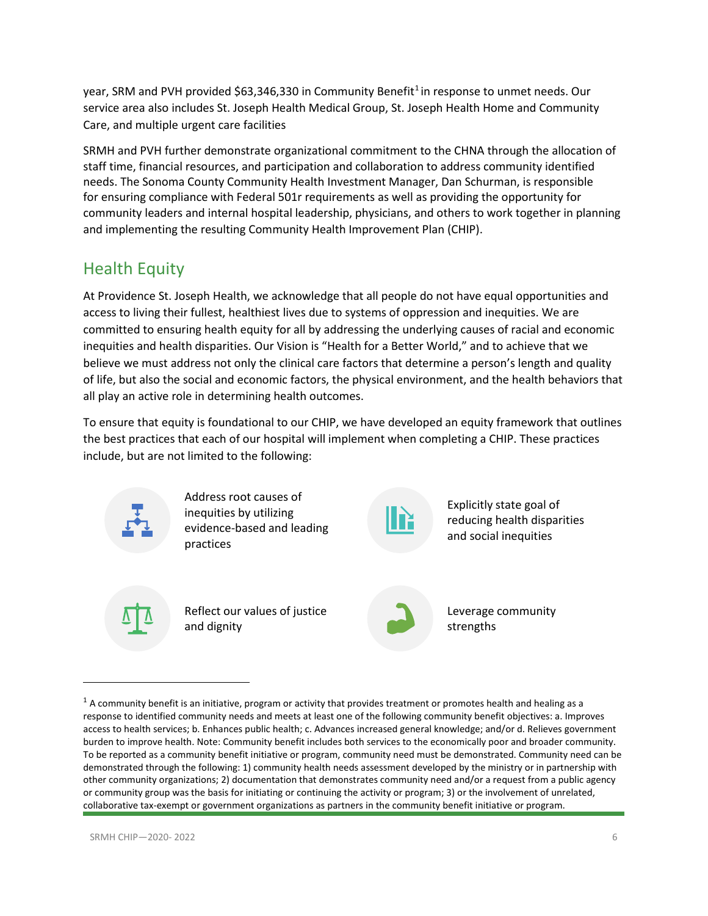year, SRM and PVH provided $63,346,330 in Community Benefit[1] in response to unmet needs. Our service area also includes St. Joseph Health Medical Group, St. Joseph Health Home and Community Care, and multiple urgent care facilities

SRMH and PVH further demonstrate organizational commitment to the CHNA through the allocation of staff time, financial resources, and participation and collaboration to address community identified needs. The Sonoma County Community Health Investment Manager, Dan Schurman, is responsible for ensuring compliance with Federal 501r requirements as well as providing the opportunity for community leaders and internal hospital leadership, physicians, and others to work together in planning and implementing the resulting Community Health Improvement Plan (CHIP).

## Health Equity

At Providence St. Joseph Health, we acknowledge that all people do not have equal opportunities and access to living their fullest, healthiest lives due to systems of oppression and inequities. We are committed to ensuring health equity for all by addressing the underlying causes of racial and economic inequities and health disparities. Our Vision is "Health for a Better World," and to achieve that we believe we must address not only the clinical care factors that determine a person's length and quality of life, but also the social and economic factors, the physical environment, and the health behaviors that all play an active role in determining health outcomes.

To ensure that equity is foundational to our CHIP, we have developed an equity framework that outlines the best practices that each of our hospital will implement when completing a CHIP. These practices include, but are not limited to the following:

- Address root causes of inequities by utilizing evidence-based and leading practices
- Explicitly state goal of reducing health disparities and social inequities
- Reflect our values of justice and dignity
- Leverage community strengths

[1] A community benefit is an initiative, program or activity that provides treatment or promotes health and healing as a response to identified community needs and meets at least one of the following community benefit objectives: a. Improves access to health services; b. Enhances public health; c. Advances increased general knowledge; and/or d. Relieves government burden to improve health. Note: Community benefit includes both services to the economically poor and broader community. To be reported as a community benefit initiative or program, community need must be demonstrated. Community need can be demonstrated through the following: 1) community health needs assessment developed by the ministry or in partnership with other community organizations; 2) documentation that demonstrates community need and/or a request from a public agency or community group was the basis for initiating or continuing the activity or program; 3) or the involvement of unrelated, collaborative tax-exempt or government organizations as partners in the community benefit initiative or program.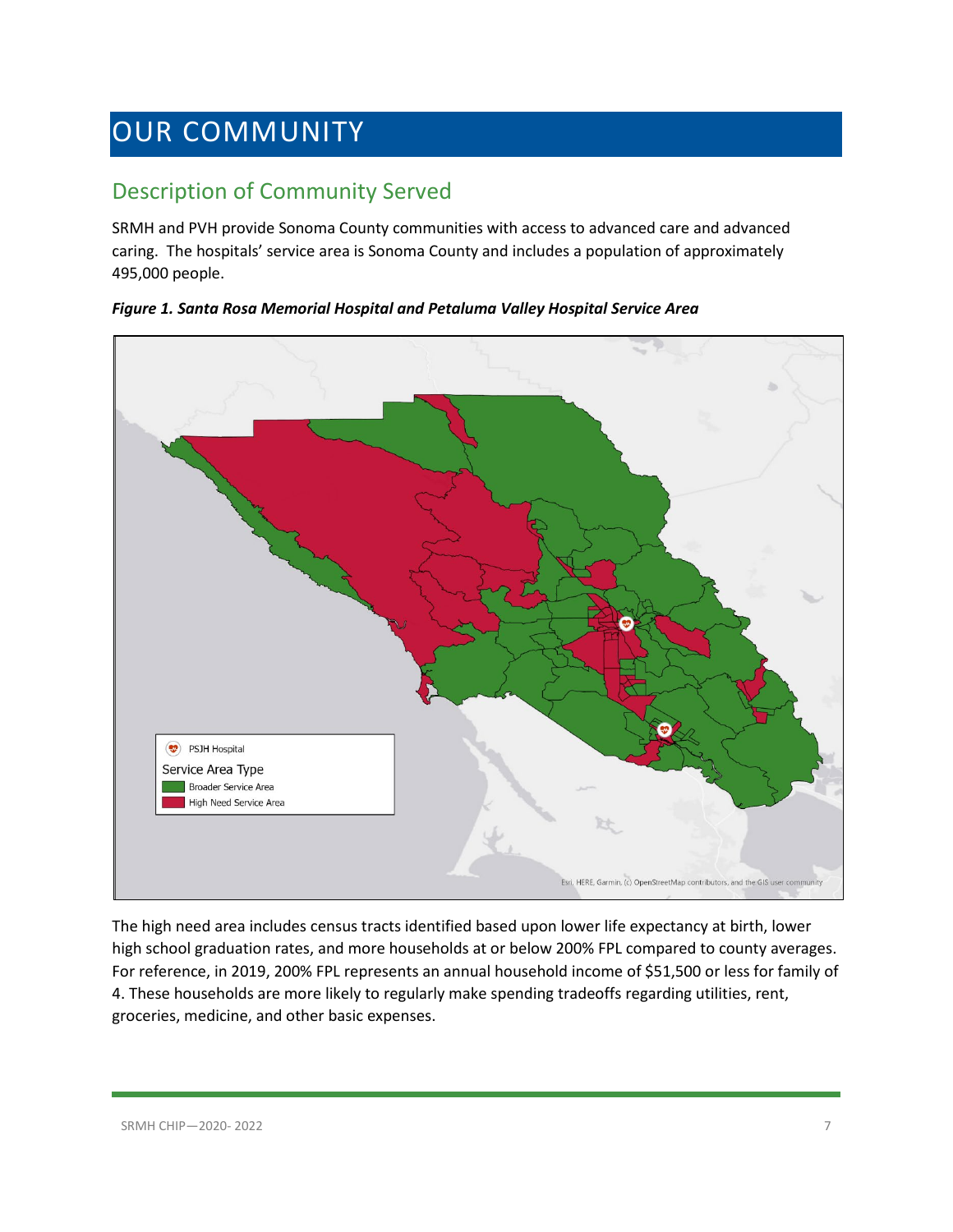# OUR COMMUNITY

## Description of Community Served

SRMH and PVH provide Sonoma County communities with access to advanced care and advanced caring. The hospitals' service area is Sonoma County and includes a population of approximately 495,000 people.

***Figure 1. Santa Rosa Memorial Hospital and Petaluma Valley Hospital Service Area***

The high need area includes census tracts identified based upon lower life expectancy at birth, lower high school graduation rates, and more households at or below 200% FPL compared to county averages. For reference, in 2019, 200% FPL represents an annual household income of $51,500 or less for family of 4. These households are more likely to regularly make spending tradeoffs regarding utilities, rent, groceries, medicine, and other basic expenses.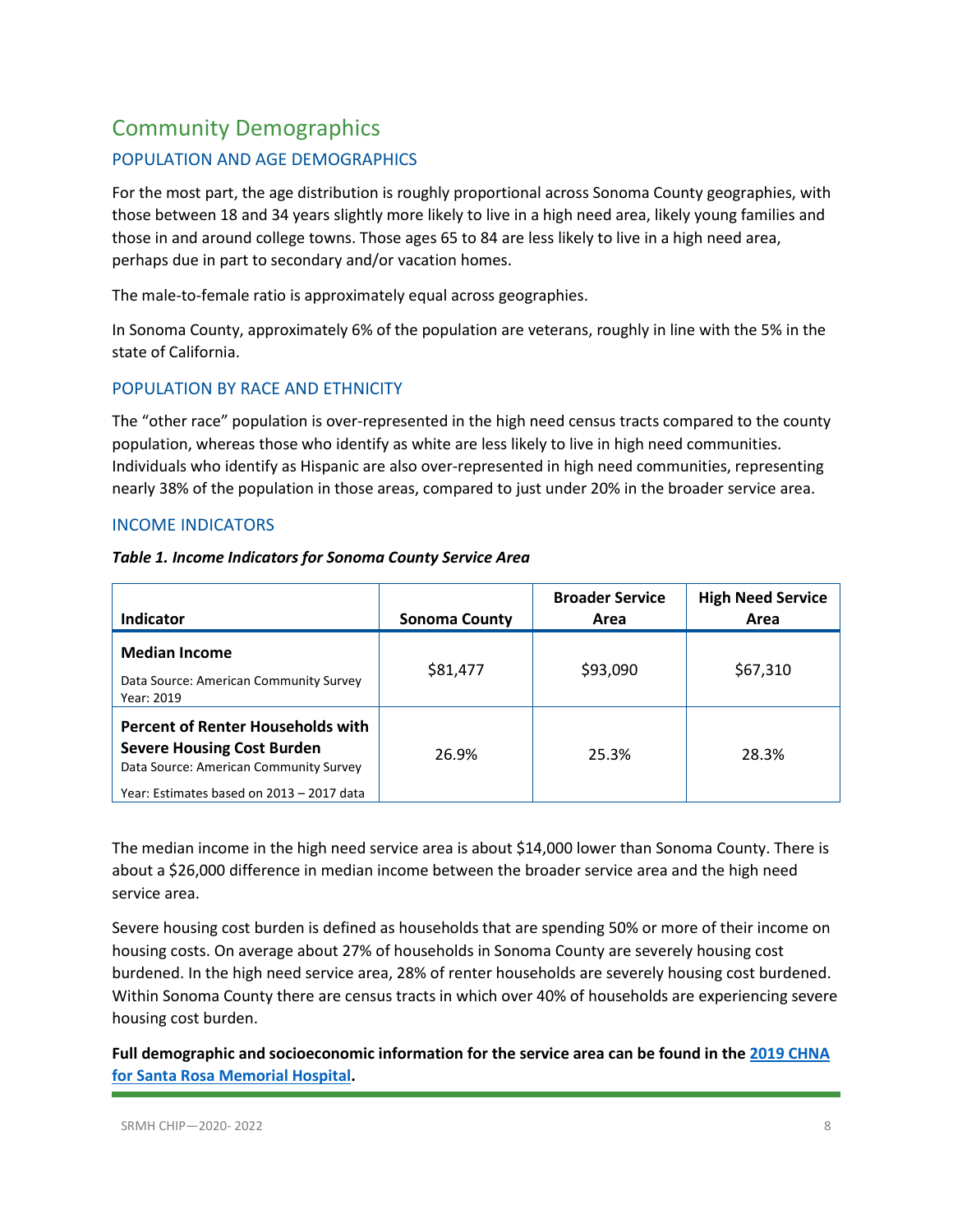## Community Demographics

### POPULATION AND AGE DEMOGRAPHICS

For the most part, the age distribution is roughly proportional across Sonoma County geographies, with those between 18 and 34 years slightly more likely to live in a high need area, likely young families and those in and around college towns. Those ages 65 to 84 are less likely to live in a high need area, perhaps due in part to secondary and/or vacation homes.

The male-to-female ratio is approximately equal across geographies.

In Sonoma County, approximately 6% of the population are veterans, roughly in line with the 5% in the state of California.

### POPULATION BY RACE AND ETHNICITY

The "other race" population is over-represented in the high need census tracts compared to the county population, whereas those who identify as white are less likely to live in high need communities. Individuals who identify as Hispanic are also over-represented in high need communities, representing nearly 38% of the population in those areas, compared to just under 20% in the broader service area.

### INCOME INDICATORS

***Table 1. Income Indicators for Sonoma County Service Area***

| Indicator | Sonoma County | Broader Service Area | High Need Service Area |
|---|---|---|---|
| **Median Income**<br>Data Source: American Community Survey<br>Year: 2019 | $81,477 | $93,090 | $67,310 |
| **Percent of Renter Households with Severe Housing Cost Burden**<br>Data Source: American Community Survey<br>Year: Estimates based on 2013 – 2017 data | 26.9% | 25.3% | 28.3% |

The median income in the high need service area is about $14,000 lower than Sonoma County. There is about a $26,000 difference in median income between the broader service area and the high need service area.

Severe housing cost burden is defined as households that are spending 50% or more of their income on housing costs. On average about 27% of households in Sonoma County are severely housing cost burdened. In the high need service area, 28% of renter households are severely housing cost burdened. Within Sonoma County there are census tracts in which over 40% of households are experiencing severe housing cost burden.

**Full demographic and socioeconomic information for the service area can be found in the 2019 CHNA for Santa Rosa Memorial Hospital.**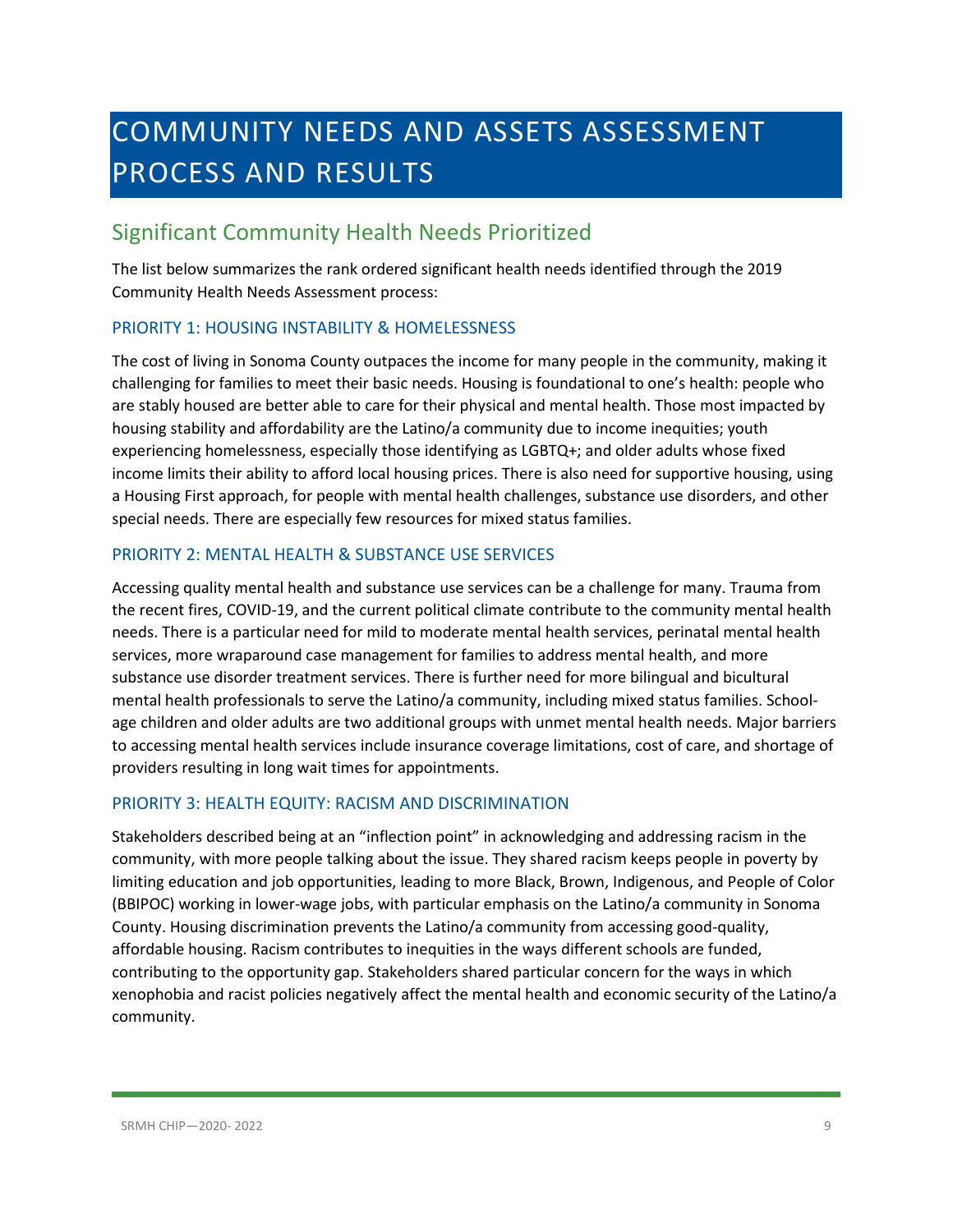# COMMUNITY NEEDS AND ASSETS ASSESSMENT PROCESS AND RESULTS

## Significant Community Health Needs Prioritized

The list below summarizes the rank ordered significant health needs identified through the 2019 Community Health Needs Assessment process:

### PRIORITY 1: HOUSING INSTABILITY & HOMELESSNESS

The cost of living in Sonoma County outpaces the income for many people in the community, making it challenging for families to meet their basic needs. Housing is foundational to one's health: people who are stably housed are better able to care for their physical and mental health. Those most impacted by housing stability and affordability are the Latino/a community due to income inequities; youth experiencing homelessness, especially those identifying as LGBTQ+; and older adults whose fixed income limits their ability to afford local housing prices. There is also need for supportive housing, using a Housing First approach, for people with mental health challenges, substance use disorders, and other special needs. There are especially few resources for mixed status families.

### PRIORITY 2: MENTAL HEALTH & SUBSTANCE USE SERVICES

Accessing quality mental health and substance use services can be a challenge for many. Trauma from the recent fires, COVID-19, and the current political climate contribute to the community mental health needs. There is a particular need for mild to moderate mental health services, perinatal mental health services, more wraparound case management for families to address mental health, and more substance use disorder treatment services. There is further need for more bilingual and bicultural mental health professionals to serve the Latino/a community, including mixed status families. School-age children and older adults are two additional groups with unmet mental health needs. Major barriers to accessing mental health services include insurance coverage limitations, cost of care, and shortage of providers resulting in long wait times for appointments.

### PRIORITY 3: HEALTH EQUITY: RACISM AND DISCRIMINATION

Stakeholders described being at an "inflection point" in acknowledging and addressing racism in the community, with more people talking about the issue. They shared racism keeps people in poverty by limiting education and job opportunities, leading to more Black, Brown, Indigenous, and People of Color (BBIPOC) working in lower-wage jobs, with particular emphasis on the Latino/a community in Sonoma County. Housing discrimination prevents the Latino/a community from accessing good-quality, affordable housing. Racism contributes to inequities in the ways different schools are funded, contributing to the opportunity gap. Stakeholders shared particular concern for the ways in which xenophobia and racist policies negatively affect the mental health and economic security of the Latino/a community.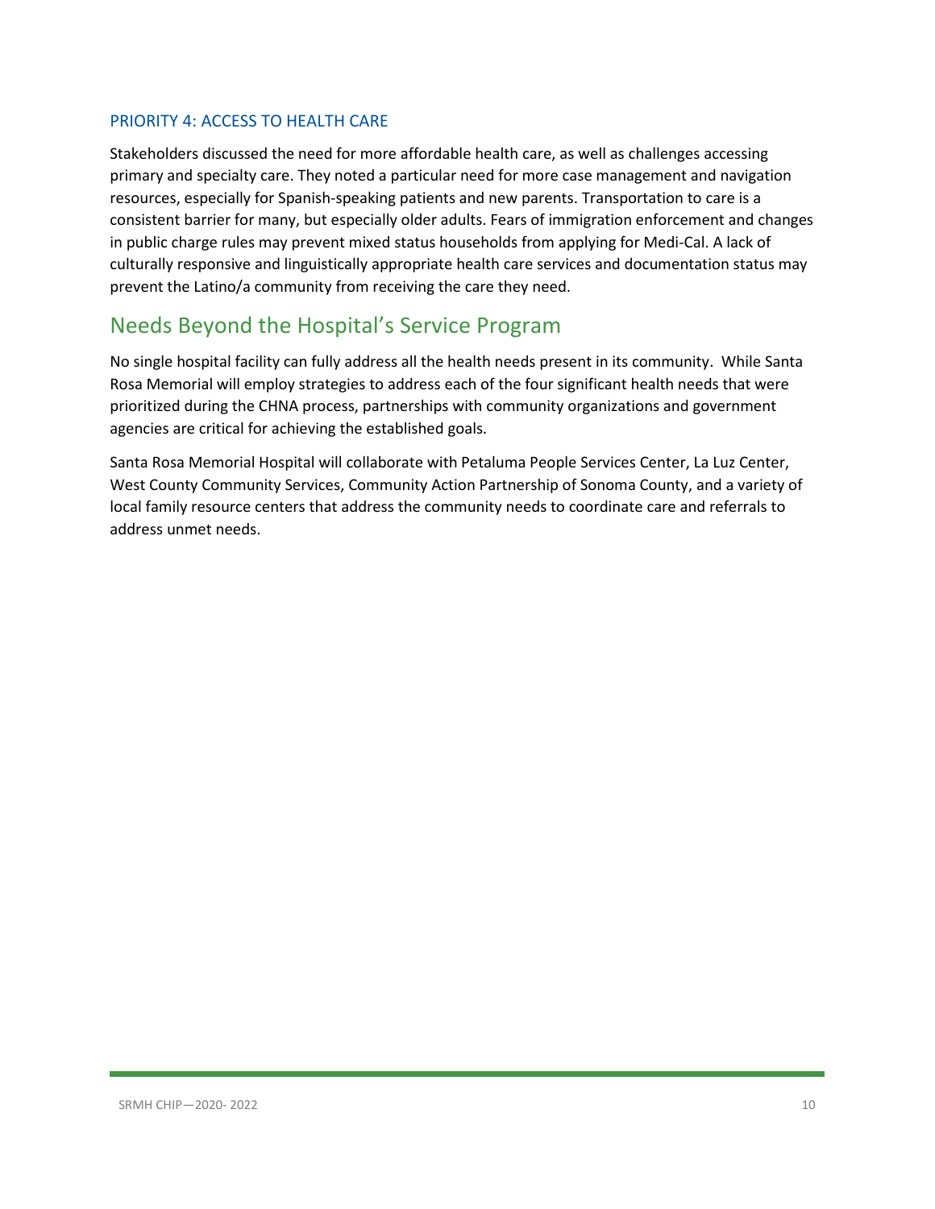### PRIORITY 4: ACCESS TO HEALTH CARE

Stakeholders discussed the need for more affordable health care, as well as challenges accessing primary and specialty care. They noted a particular need for more case management and navigation resources, especially for Spanish-speaking patients and new parents. Transportation to care is a consistent barrier for many, but especially older adults. Fears of immigration enforcement and changes in public charge rules may prevent mixed status households from applying for Medi-Cal. A lack of culturally responsive and linguistically appropriate health care services and documentation status may prevent the Latino/a community from receiving the care they need.

## Needs Beyond the Hospital's Service Program

No single hospital facility can fully address all the health needs present in its community. While Santa Rosa Memorial will employ strategies to address each of the four significant health needs that were prioritized during the CHNA process, partnerships with community organizations and government agencies are critical for achieving the established goals.

Santa Rosa Memorial Hospital will collaborate with Petaluma People Services Center, La Luz Center, West County Community Services, Community Action Partnership of Sonoma County, and a variety of local family resource centers that address the community needs to coordinate care and referrals to address unmet needs.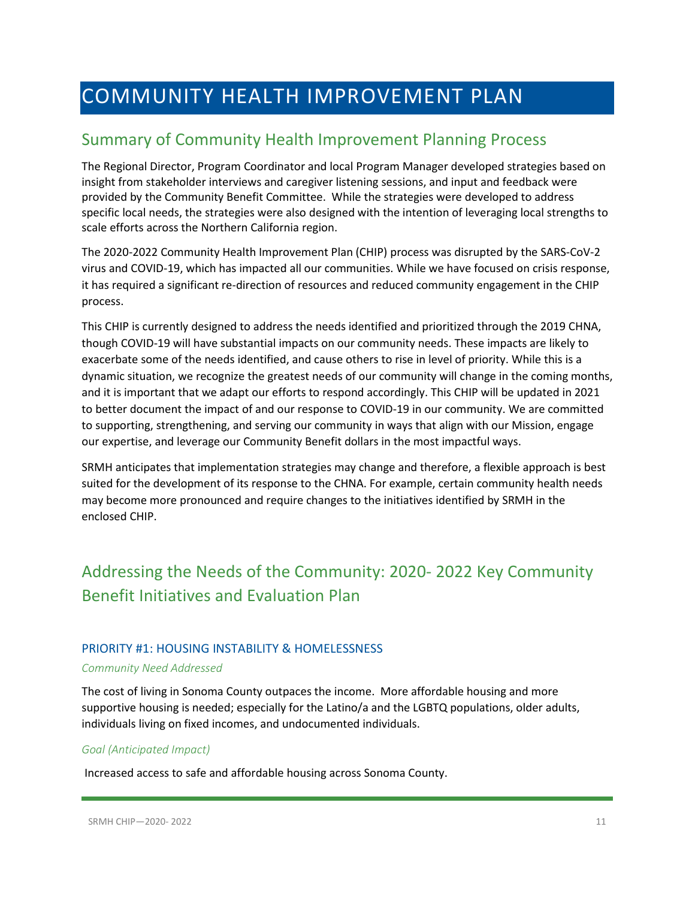# COMMUNITY HEALTH IMPROVEMENT PLAN

## Summary of Community Health Improvement Planning Process

The Regional Director, Program Coordinator and local Program Manager developed strategies based on insight from stakeholder interviews and caregiver listening sessions, and input and feedback were provided by the Community Benefit Committee. While the strategies were developed to address specific local needs, the strategies were also designed with the intention of leveraging local strengths to scale efforts across the Northern California region.

The 2020-2022 Community Health Improvement Plan (CHIP) process was disrupted by the SARS-CoV-2 virus and COVID-19, which has impacted all our communities. While we have focused on crisis response, it has required a significant re-direction of resources and reduced community engagement in the CHIP process.

This CHIP is currently designed to address the needs identified and prioritized through the 2019 CHNA, though COVID-19 will have substantial impacts on our community needs. These impacts are likely to exacerbate some of the needs identified, and cause others to rise in level of priority. While this is a dynamic situation, we recognize the greatest needs of our community will change in the coming months, and it is important that we adapt our efforts to respond accordingly. This CHIP will be updated in 2021 to better document the impact of and our response to COVID-19 in our community. We are committed to supporting, strengthening, and serving our community in ways that align with our Mission, engage our expertise, and leverage our Community Benefit dollars in the most impactful ways.

SRMH anticipates that implementation strategies may change and therefore, a flexible approach is best suited for the development of its response to the CHNA. For example, certain community health needs may become more pronounced and require changes to the initiatives identified by SRMH in the enclosed CHIP.

## Addressing the Needs of the Community: 2020- 2022 Key Community Benefit Initiatives and Evaluation Plan

### PRIORITY #1: HOUSING INSTABILITY & HOMELESSNESS

*Community Need Addressed*

The cost of living in Sonoma County outpaces the income. More affordable housing and more supportive housing is needed; especially for the Latino/a and the LGBTQ populations, older adults, individuals living on fixed incomes, and undocumented individuals.

*Goal (Anticipated Impact)*

Increased access to safe and affordable housing across Sonoma County.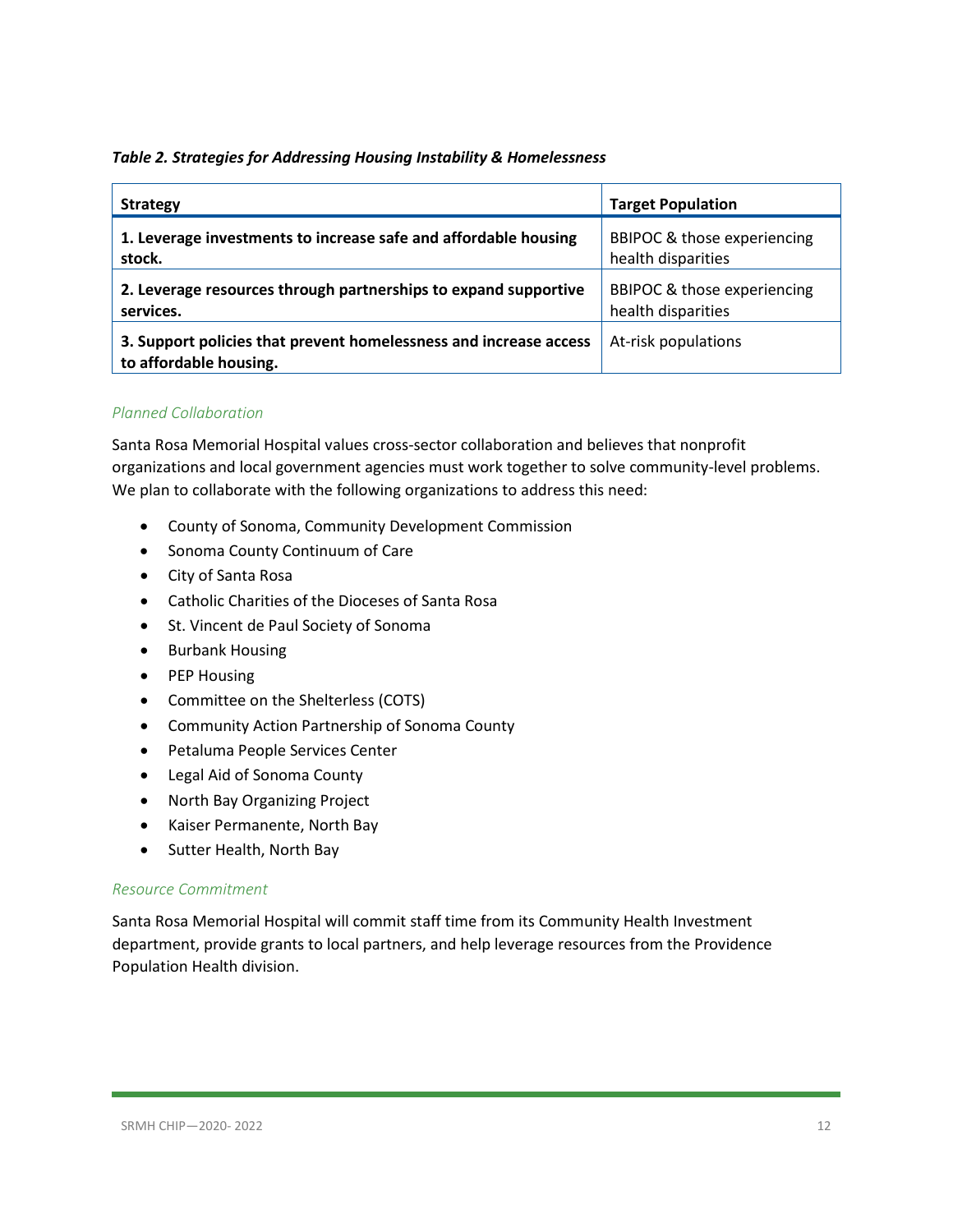*Table 2. Strategies for Addressing Housing Instability & Homelessness*

| Strategy | Target Population |
|---|---|
| **1. Leverage investments to increase safe and affordable housing stock.** | BBIPOC & those experiencing health disparities |
| **2. Leverage resources through partnerships to expand supportive services.** | BBIPOC & those experiencing health disparities |
| **3. Support policies that prevent homelessness and increase access to affordable housing.** | At-risk populations |

### *Planned Collaboration*

Santa Rosa Memorial Hospital values cross-sector collaboration and believes that nonprofit organizations and local government agencies must work together to solve community-level problems. We plan to collaborate with the following organizations to address this need:

- County of Sonoma, Community Development Commission
- Sonoma County Continuum of Care
- City of Santa Rosa
- Catholic Charities of the Dioceses of Santa Rosa
- St. Vincent de Paul Society of Sonoma
- Burbank Housing
- PEP Housing
- Committee on the Shelterless (COTS)
- Community Action Partnership of Sonoma County
- Petaluma People Services Center
- Legal Aid of Sonoma County
- North Bay Organizing Project
- Kaiser Permanente, North Bay
- Sutter Health, North Bay

### *Resource Commitment*

Santa Rosa Memorial Hospital will commit staff time from its Community Health Investment department, provide grants to local partners, and help leverage resources from the Providence Population Health division.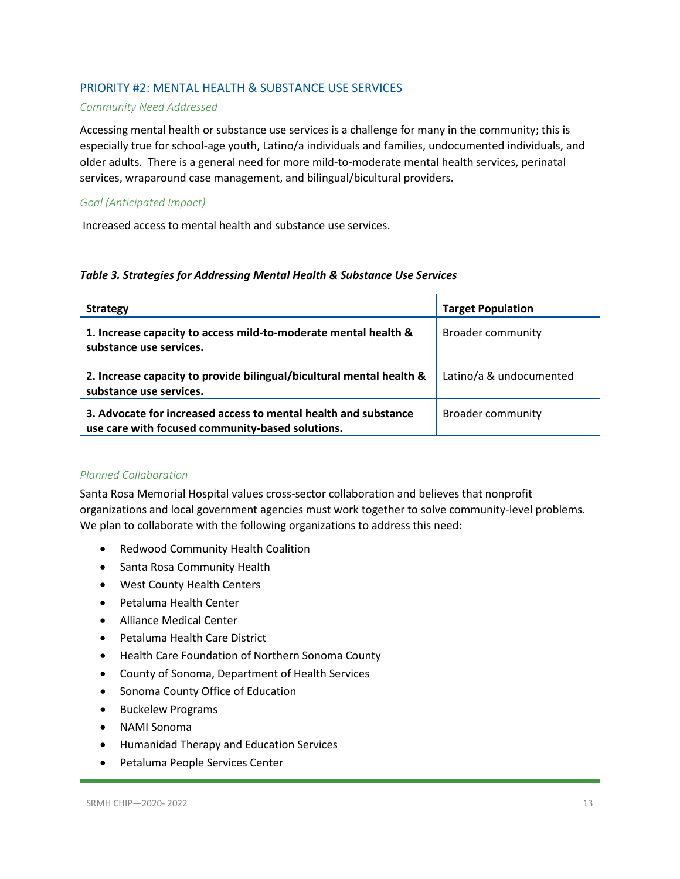## PRIORITY #2: MENTAL HEALTH & SUBSTANCE USE SERVICES

*Community Need Addressed*

Accessing mental health or substance use services is a challenge for many in the community; this is especially true for school-age youth, Latino/a individuals and families, undocumented individuals, and older adults. There is a general need for more mild-to-moderate mental health services, perinatal services, wraparound case management, and bilingual/bicultural providers.

*Goal (Anticipated Impact)*

Increased access to mental health and substance use services.

***Table 3. Strategies for Addressing Mental Health & Substance Use Services***

| Strategy | Target Population |
|---|---|
| **1. Increase capacity to access mild-to-moderate mental health & substance use services.** | Broader community |
| **2. Increase capacity to provide bilingual/bicultural mental health & substance use services.** | Latino/a & undocumented |
| **3. Advocate for increased access to mental health and substance use care with focused community-based solutions.** | Broader community |

*Planned Collaboration*

Santa Rosa Memorial Hospital values cross-sector collaboration and believes that nonprofit organizations and local government agencies must work together to solve community-level problems. We plan to collaborate with the following organizations to address this need:

- Redwood Community Health Coalition
- Santa Rosa Community Health
- West County Health Centers
- Petaluma Health Center
- Alliance Medical Center
- Petaluma Health Care District
- Health Care Foundation of Northern Sonoma County
- County of Sonoma, Department of Health Services
- Sonoma County Office of Education
- Buckelew Programs
- NAMI Sonoma
- Humanidad Therapy and Education Services
- Petaluma People Services Center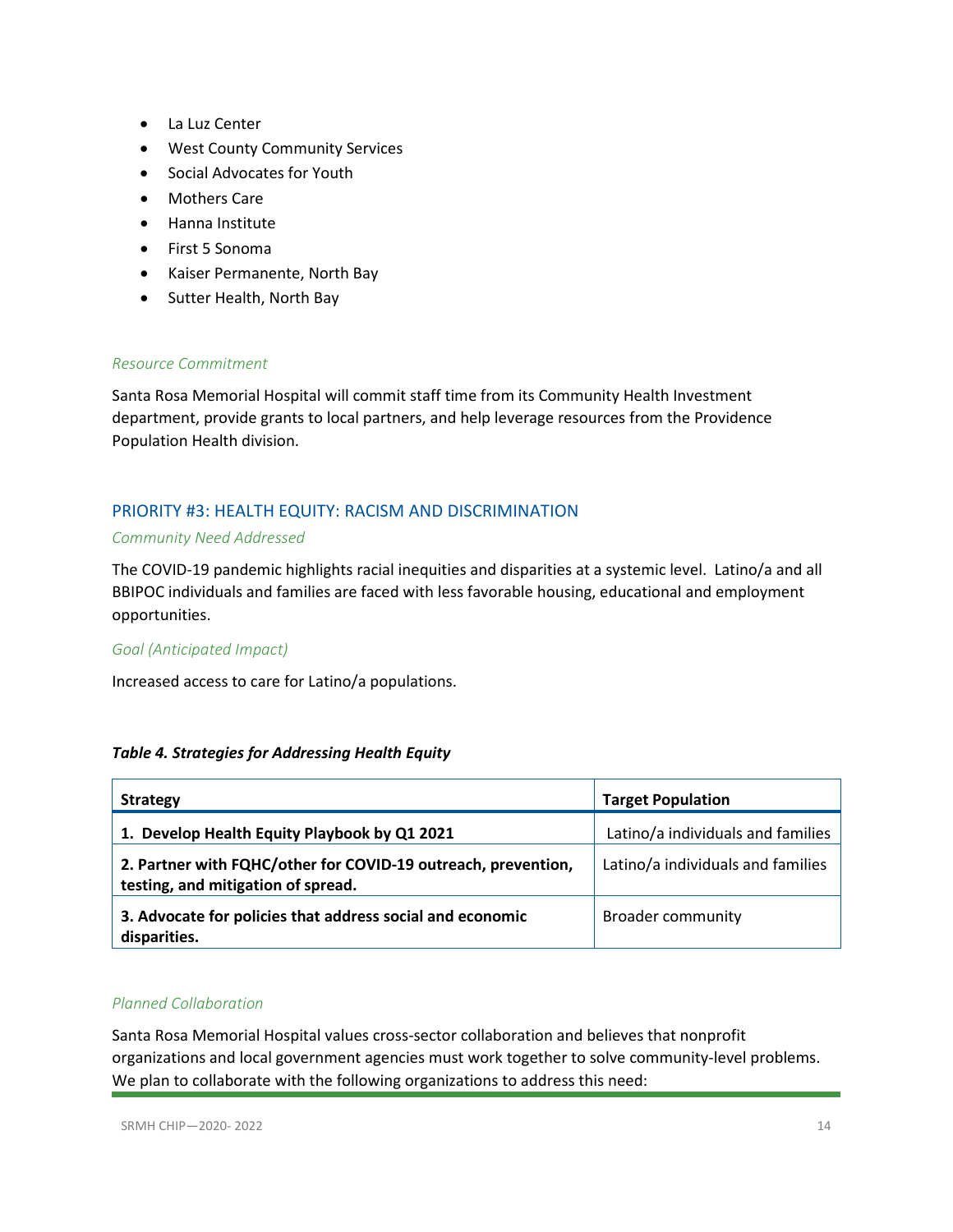- La Luz Center
- West County Community Services
- Social Advocates for Youth
- Mothers Care
- Hanna Institute
- First 5 Sonoma
- Kaiser Permanente, North Bay
- Sutter Health, North Bay

*Resource Commitment*

Santa Rosa Memorial Hospital will commit staff time from its Community Health Investment department, provide grants to local partners, and help leverage resources from the Providence Population Health division.

## PRIORITY #3: HEALTH EQUITY: RACISM AND DISCRIMINATION

*Community Need Addressed*

The COVID-19 pandemic highlights racial inequities and disparities at a systemic level. Latino/a and all BBIPOC individuals and families are faced with less favorable housing, educational and employment opportunities.

*Goal (Anticipated Impact)*

Increased access to care for Latino/a populations.

***Table 4. Strategies for Addressing Health Equity***

| Strategy | Target Population |
|---|---|
| **1. Develop Health Equity Playbook by Q1 2021** | Latino/a individuals and families |
| **2. Partner with FQHC/other for COVID-19 outreach, prevention, testing, and mitigation of spread.** | Latino/a individuals and families |
| **3. Advocate for policies that address social and economic disparities.** | Broader community |

*Planned Collaboration*

Santa Rosa Memorial Hospital values cross-sector collaboration and believes that nonprofit organizations and local government agencies must work together to solve community-level problems. We plan to collaborate with the following organizations to address this need: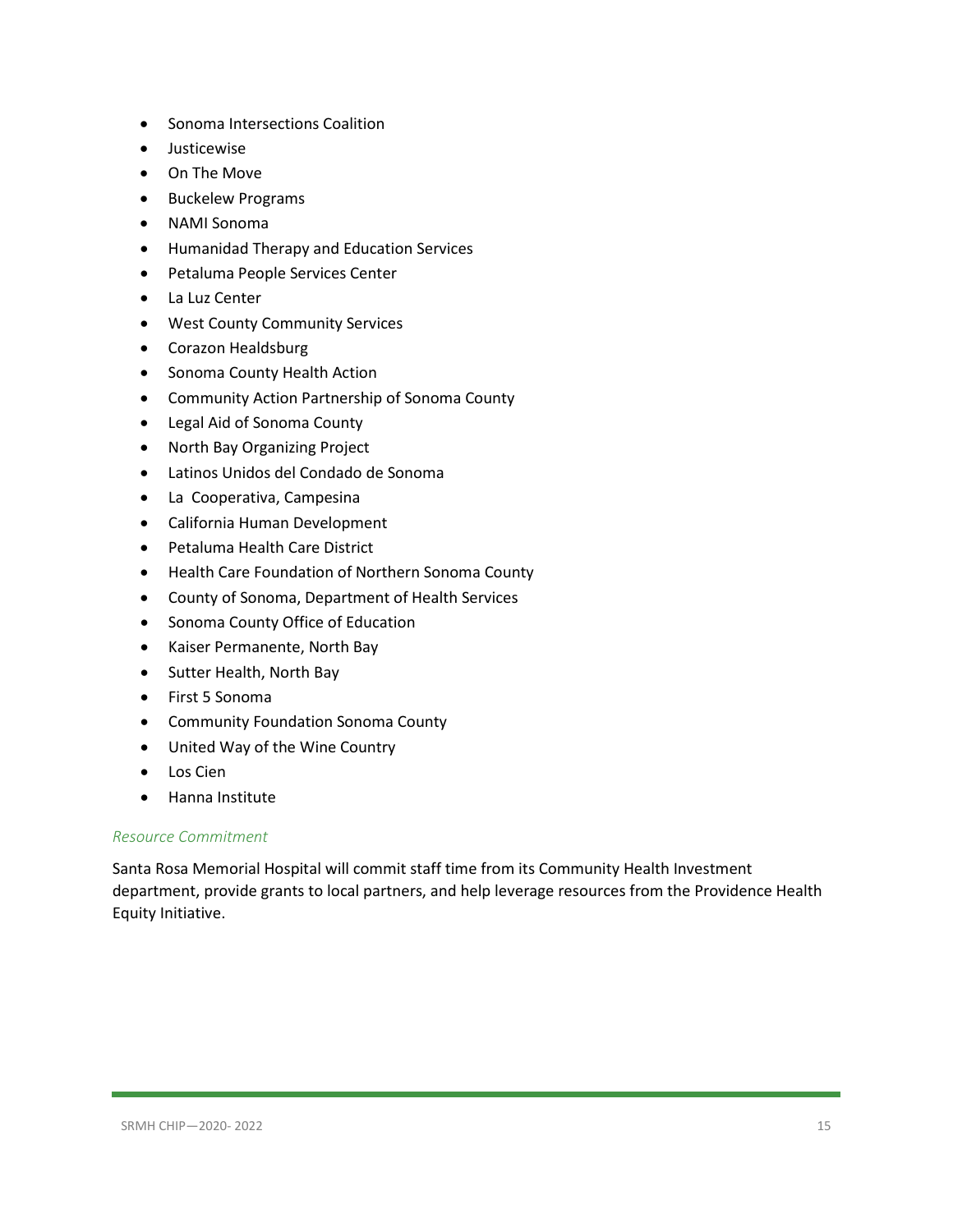- Sonoma Intersections Coalition
- Justicewise
- On The Move
- Buckelew Programs
- NAMI Sonoma
- Humanidad Therapy and Education Services
- Petaluma People Services Center
- La Luz Center
- West County Community Services
- Corazon Healdsburg
- Sonoma County Health Action
- Community Action Partnership of Sonoma County
- Legal Aid of Sonoma County
- North Bay Organizing Project
- Latinos Unidos del Condado de Sonoma
- La  Cooperativa, Campesina
- California Human Development
- Petaluma Health Care District
- Health Care Foundation of Northern Sonoma County
- County of Sonoma, Department of Health Services
- Sonoma County Office of Education
- Kaiser Permanente, North Bay
- Sutter Health, North Bay
- First 5 Sonoma
- Community Foundation Sonoma County
- United Way of the Wine Country
- Los Cien
- Hanna Institute

#### *Resource Commitment*

Santa Rosa Memorial Hospital will commit staff time from its Community Health Investment department, provide grants to local partners, and help leverage resources from the Providence Health Equity Initiative.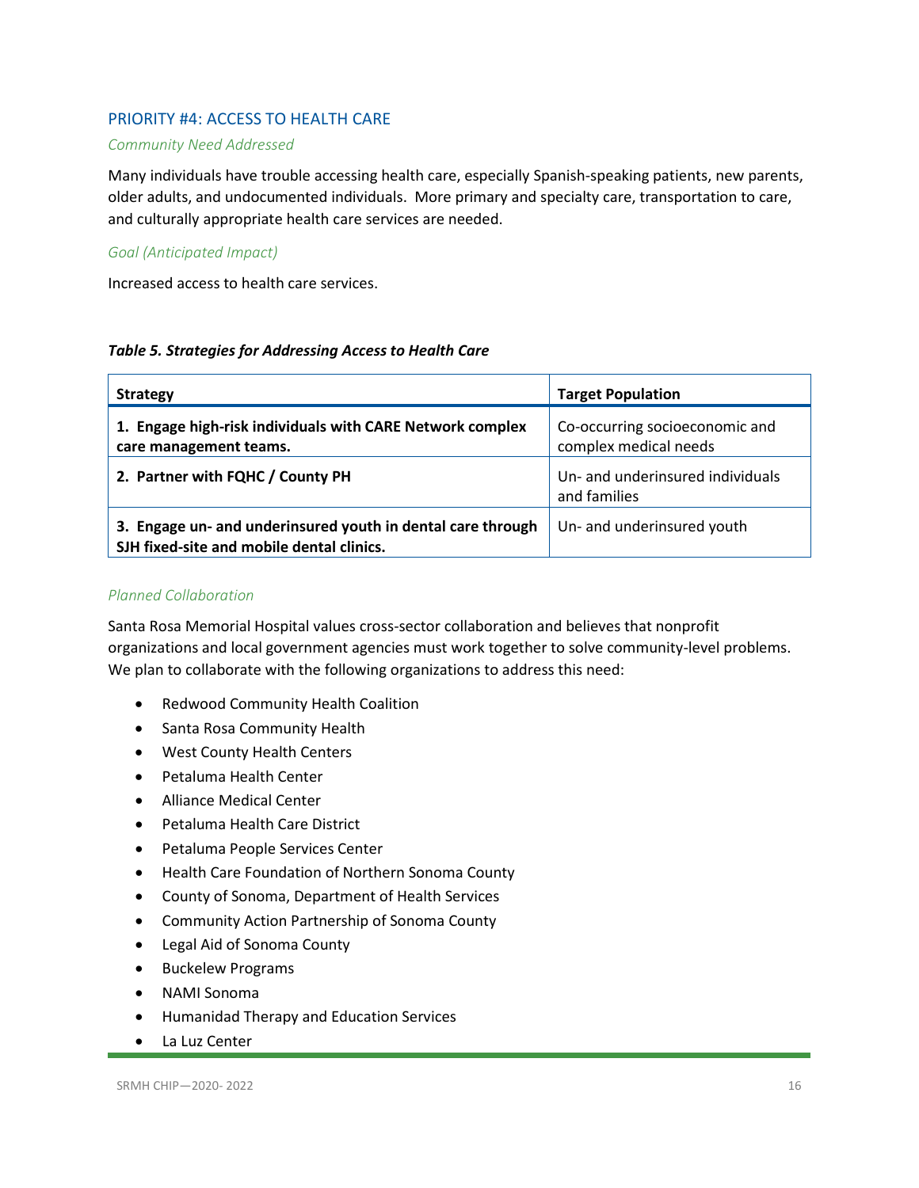## PRIORITY #4: ACCESS TO HEALTH CARE

*Community Need Addressed*

Many individuals have trouble accessing health care, especially Spanish-speaking patients, new parents, older adults, and undocumented individuals. More primary and specialty care, transportation to care, and culturally appropriate health care services are needed.

*Goal (Anticipated Impact)*

Increased access to health care services.

***Table 5. Strategies for Addressing Access to Health Care***

| Strategy | Target Population |
|---|---|
| **1. Engage high-risk individuals with CARE Network complex care management teams.** | Co-occurring socioeconomic and complex medical needs |
| **2. Partner with FQHC / County PH** | Un- and underinsured individuals and families |
| **3. Engage un- and underinsured youth in dental care through SJH fixed-site and mobile dental clinics.** | Un- and underinsured youth |

*Planned Collaboration*

Santa Rosa Memorial Hospital values cross-sector collaboration and believes that nonprofit organizations and local government agencies must work together to solve community-level problems. We plan to collaborate with the following organizations to address this need:

- Redwood Community Health Coalition
- Santa Rosa Community Health
- West County Health Centers
- Petaluma Health Center
- Alliance Medical Center
- Petaluma Health Care District
- Petaluma People Services Center
- Health Care Foundation of Northern Sonoma County
- County of Sonoma, Department of Health Services
- Community Action Partnership of Sonoma County
- Legal Aid of Sonoma County
- Buckelew Programs
- NAMI Sonoma
- Humanidad Therapy and Education Services
- La Luz Center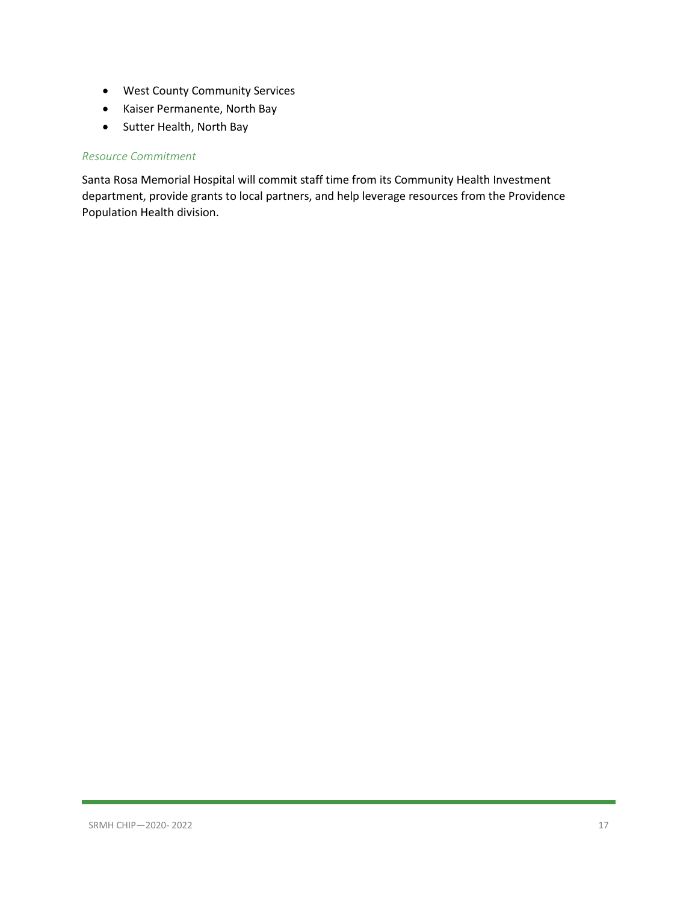- West County Community Services
- Kaiser Permanente, North Bay
- Sutter Health, North Bay

*Resource Commitment*

Santa Rosa Memorial Hospital will commit staff time from its Community Health Investment department, provide grants to local partners, and help leverage resources from the Providence Population Health division.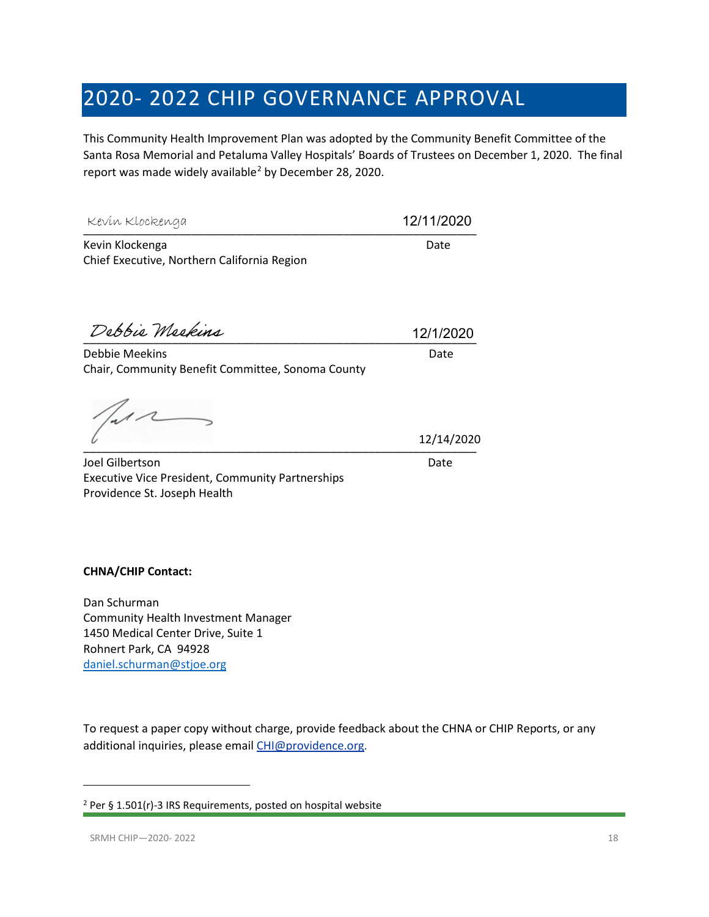# 2020- 2022 CHIP GOVERNANCE APPROVAL

This Community Health Improvement Plan was adopted by the Community Benefit Committee of the Santa Rosa Memorial and Petaluma Valley Hospitals' Boards of Trustees on December 1, 2020. The final report was made widely available[2] by December 28, 2020.

Kevin Klockenga 12/11/2020

Kevin Klockenga Date
Chief Executive, Northern California Region

Debbie Meekins 12/1/2020

Debbie Meekins Date
Chair, Community Benefit Committee, Sonoma County

12/14/2020

Joel Gilbertson Date
Executive Vice President, Community Partnerships
Providence St. Joseph Health

**CHNA/CHIP Contact:**

Dan Schurman
Community Health Investment Manager
1450 Medical Center Drive, Suite 1
Rohnert Park, CA 94928
daniel.schurman@stjoe.org

To request a paper copy without charge, provide feedback about the CHNA or CHIP Reports, or any additional inquiries, please email CHI@providence.org.

[2] Per § 1.501(r)-3 IRS Requirements, posted on hospital website